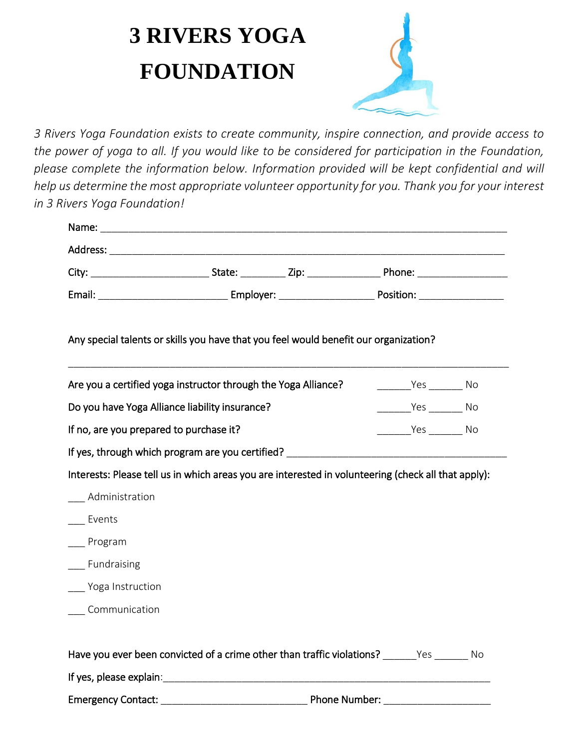# 3 RIVERS YOGA FOUNDATION

*3 Rivers Yoga Foundation exists to create community, inspire connection, and provide access to the power of yoga to all. If you would like to be considered for participation in the Foundation, please complete the information below. Information provided will be kept confidential and will help us determine the most appropriate volunteer opportunity for you. Thank you for your interest in 3 Rivers Yoga Foundation!*

Name: ___________________________________________________________________________

Address: _________________________________________________________________________

City: ______________________ State: ________ Zip: _____________ Phone: ________________

Email: ________________________ Employer: _________________ Position: _______________

Any special talents or skills you have that you feel would benefit our organization?

_________________________________________________________________________________

Are you a certified yoga instructor through the Yoga Alliance? ______Yes ______ No

Do you have Yoga Alliance liability insurance? ______Yes ______ No

If no, are you prepared to purchase it? ______Yes ______ No

If yes, through which program are you certified? _________________________________________

Interests: Please tell us in which areas you are interested in volunteering (check all that apply):

___ Administration

___ Events

___ Program

___ Fundraising

___ Yoga Instruction

___ Communication

Have you ever been convicted of a crime other than traffic violations? ______Yes ______ No

If yes, please explain:______________________________________________________________

Emergency Contact: ___________________________ Phone Number: ___________________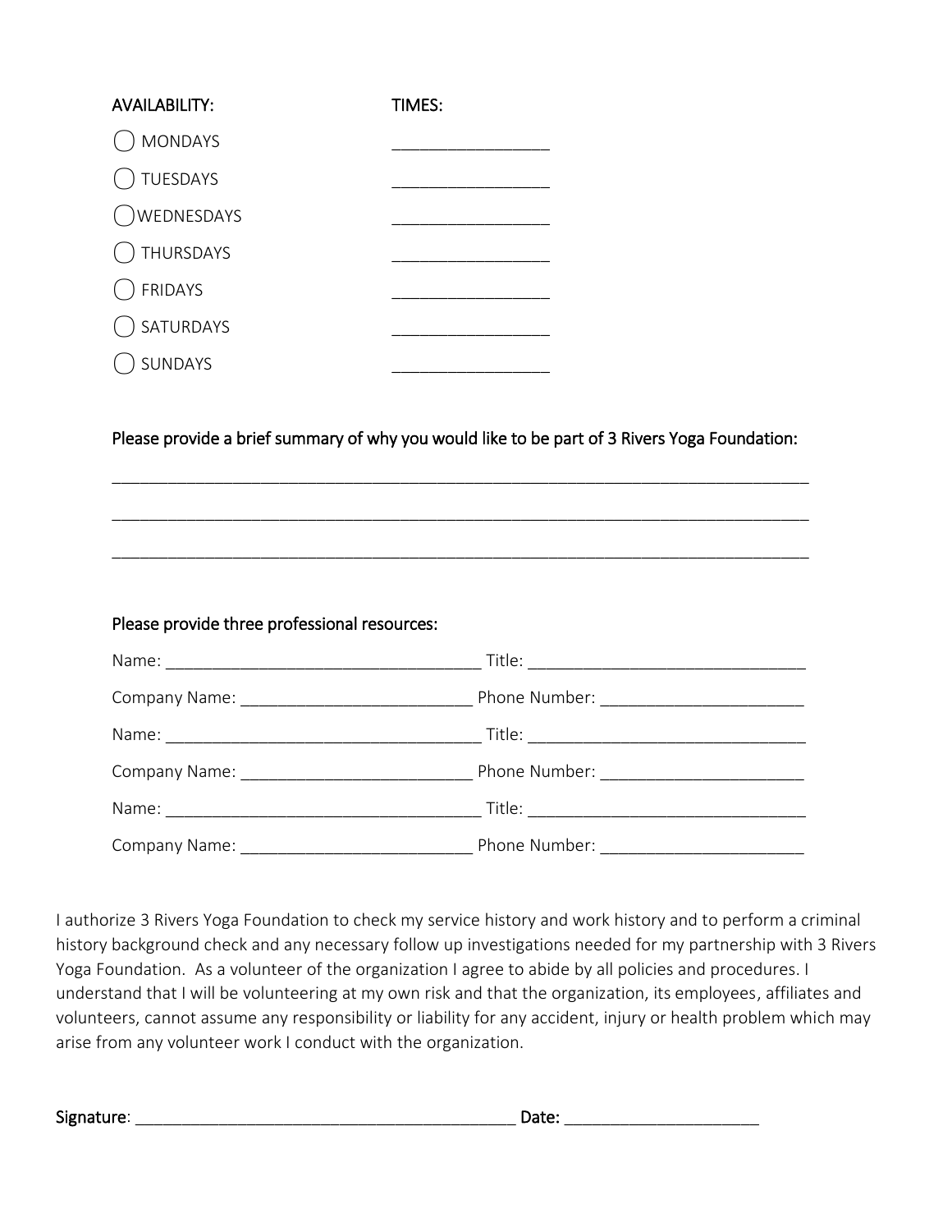AVAILABILITY: TIMES:

◯ MONDAYS _________________

◯ TUESDAYS _________________

◯ WEDNESDAYS _________________

◯ THURSDAYS _________________

◯ FRIDAYS _________________

◯ SATURDAYS _________________

◯ SUNDAYS _________________

Please provide a brief summary of why you would like to be part of 3 Rivers Yoga Foundation:

_____________________________________________________________________________

_____________________________________________________________________________

_____________________________________________________________________________

Please provide three professional resources:

Name: ___________________________________ Title: ______________________________

Company Name: _________________________ Phone Number: ______________________

Name: ___________________________________ Title: ______________________________

Company Name: _________________________ Phone Number: ______________________

Name: ___________________________________ Title: ______________________________

Company Name: _________________________ Phone Number: ______________________

I authorize 3 Rivers Yoga Foundation to check my service history and work history and to perform a criminal history background check and any necessary follow up investigations needed for my partnership with 3 Rivers Yoga Foundation. As a volunteer of the organization I agree to abide by all policies and procedures. I understand that I will be volunteering at my own risk and that the organization, its employees, affiliates and volunteers, cannot assume any responsibility or liability for any accident, injury or health problem which may arise from any volunteer work I conduct with the organization.

**Signature**: __________________________________________ **Date:** _____________________